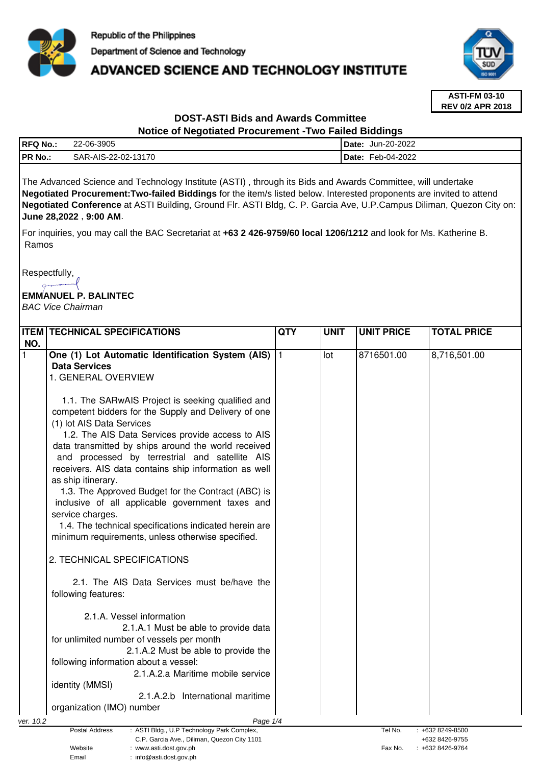Republic of the Philippines

Department of Science and Technology

# ADVANCED SCIENCE AND TECHNOLOGY INSTITUTE

**ASTI-FM 03-10**
**REV 0/2 APR 2018**

## DOST-ASTI Bids and Awards Committee
## Notice of Negotiated Procurement -Two Failed Biddings

| | | | |
|---|---|---|---|
| **RFQ No.:** | 22-06-3905 | **Date:** | Jun-20-2022 |
| **PR No.:** | SAR-AIS-22-02-13170 | **Date:** | Feb-04-2022 |

The Advanced Science and Technology Institute (ASTI) , through its Bids and Awards Committee, will undertake **Negotiated Procurement:Two-failed Biddings** for the item/s listed below. Interested proponents are invited to attend **Negotiated Conference** at ASTI Building, Ground Flr. ASTI Bldg, C. P. Garcia Ave, U.P.Campus Diliman, Quezon City on: **June 28,2022** , **9:00 AM**.

For inquiries, you may call the BAC Secretariat at **+63 2 426-9759/60 local 1206/1212** and look for Ms. Katherine B. Ramos

Respectfully,

**EMMANUEL P. BALINTEC**
*BAC Vice Chairman*

| ITEM NO. | TECHNICAL SPECIFICATIONS | QTY | UNIT | UNIT PRICE | TOTAL PRICE |
|---|---|---|---|---|---|
| 1 | **One (1) Lot Automatic Identification System (AIS) Data Services**<br>1. GENERAL OVERVIEW<br><br>1.1. The SARwAIS Project is seeking qualified and competent bidders for the Supply and Delivery of one (1) lot AIS Data Services<br>1.2. The AIS Data Services provide access to AIS data transmitted by ships around the world received and processed by terrestrial and satellite AIS receivers. AIS data contains ship information as well as ship itinerary.<br>1.3. The Approved Budget for the Contract (ABC) is inclusive of all applicable government taxes and service charges.<br>1.4. The technical specifications indicated herein are minimum requirements, unless otherwise specified.<br><br>2. TECHNICAL SPECIFICATIONS<br><br>2.1. The AIS Data Services must be/have the following features:<br><br>2.1.A. Vessel information<br>2.1.A.1 Must be able to provide data for unlimited number of vessels per month<br>2.1.A.2 Must be able to provide the following information about a vessel:<br>2.1.A.2.a Maritime mobile service identity (MMSI)<br>2.1.A.2.b International maritime organization (IMO) number | 1 | lot | 8716501.00 | 8,716,501.00 |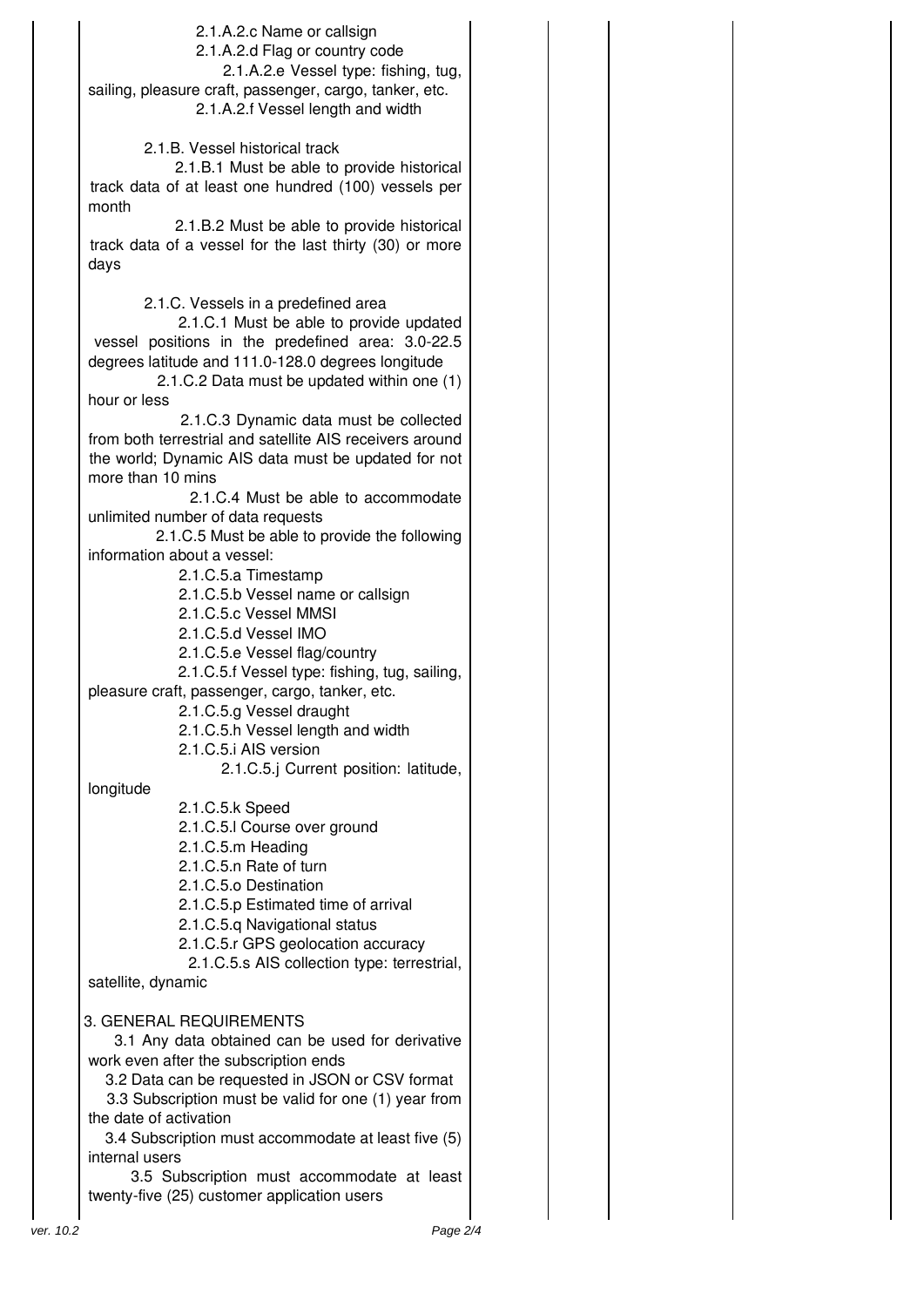2.1.A.2.c Name or callsign
2.1.A.2.d Flag or country code
2.1.A.2.e Vessel type: fishing, tug, sailing, pleasure craft, passenger, cargo, tanker, etc.
2.1.A.2.f Vessel length and width

2.1.B. Vessel historical track

2.1.B.1 Must be able to provide historical track data of at least one hundred (100) vessels per month

2.1.B.2 Must be able to provide historical track data of a vessel for the last thirty (30) or more days

2.1.C. Vessels in a predefined area

2.1.C.1 Must be able to provide updated vessel positions in the predefined area: 3.0-22.5 degrees latitude and 111.0-128.0 degrees longitude

2.1.C.2 Data must be updated within one (1) hour or less

2.1.C.3 Dynamic data must be collected from both terrestrial and satellite AIS receivers around the world; Dynamic AIS data must be updated for not more than 10 mins

2.1.C.4 Must be able to accommodate unlimited number of data requests

2.1.C.5 Must be able to provide the following information about a vessel:

2.1.C.5.a Timestamp
2.1.C.5.b Vessel name or callsign
2.1.C.5.c Vessel MMSI
2.1.C.5.d Vessel IMO
2.1.C.5.e Vessel flag/country
2.1.C.5.f Vessel type: fishing, tug, sailing, pleasure craft, passenger, cargo, tanker, etc.
2.1.C.5.g Vessel draught
2.1.C.5.h Vessel length and width
2.1.C.5.i AIS version
2.1.C.5.j Current position: latitude, longitude
2.1.C.5.k Speed
2.1.C.5.l Course over ground
2.1.C.5.m Heading
2.1.C.5.n Rate of turn
2.1.C.5.o Destination
2.1.C.5.p Estimated time of arrival
2.1.C.5.q Navigational status
2.1.C.5.r GPS geolocation accuracy
2.1.C.5.s AIS collection type: terrestrial, satellite, dynamic

3. GENERAL REQUIREMENTS

3.1 Any data obtained can be used for derivative work even after the subscription ends

3.2 Data can be requested in JSON or CSV format

3.3 Subscription must be valid for one (1) year from the date of activation

3.4 Subscription must accommodate at least five (5) internal users

3.5 Subscription must accommodate at least twenty-five (25) customer application users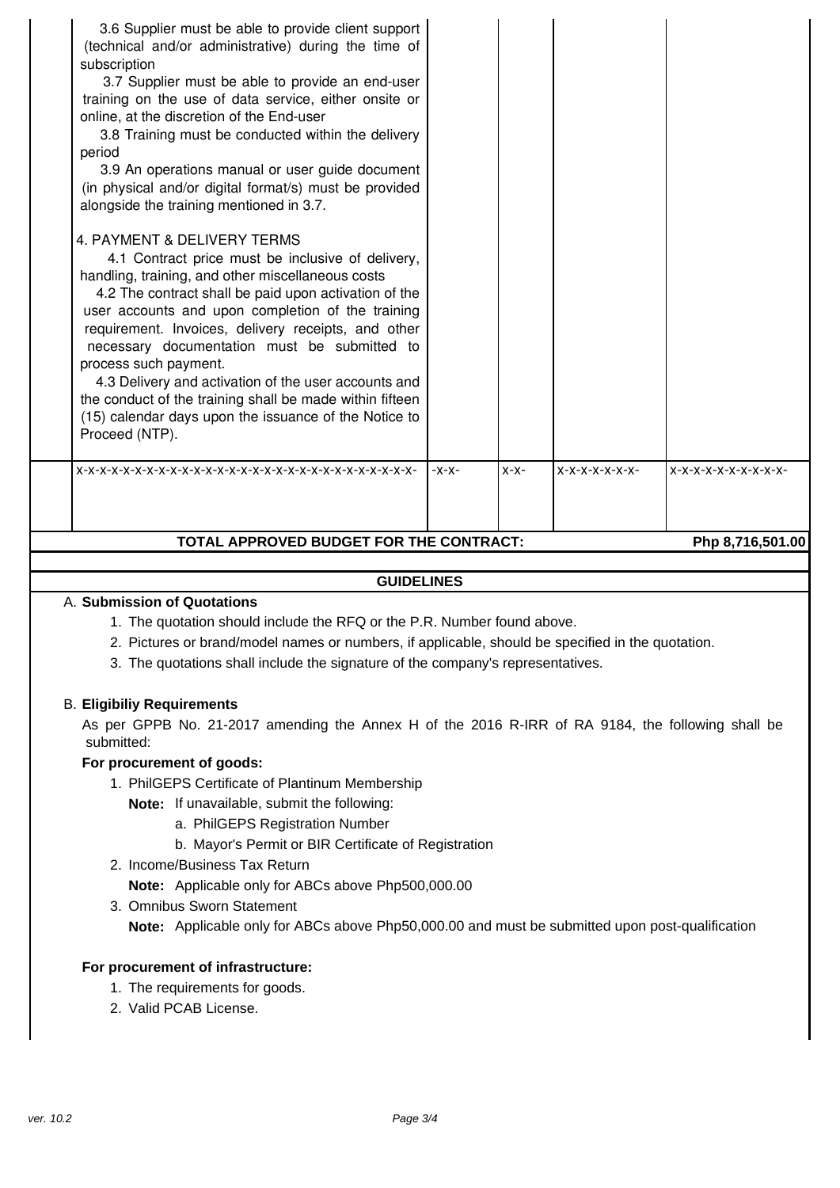| | | | | |
|---|---|---|---|---|
| 3.6 Supplier must be able to provide client support (technical and/or administrative) during the time of subscription<br>3.7 Supplier must be able to provide an end-user training on the use of data service, either onsite or online, at the discretion of the End-user<br>3.8 Training must be conducted within the delivery period<br>3.9 An operations manual or user guide document (in physical and/or digital format/s) must be provided alongside the training mentioned in 3.7.<br><br>4. PAYMENT & DELIVERY TERMS<br>4.1 Contract price must be inclusive of delivery, handling, training, and other miscellaneous costs<br>4.2 The contract shall be paid upon activation of the user accounts and upon completion of the training requirement. Invoices, delivery receipts, and other necessary documentation must be submitted to process such payment.<br>4.3 Delivery and activation of the user accounts and the conduct of the training shall be made within fifteen (15) calendar days upon the issuance of the Notice to Proceed (NTP). | | | | |
| x-x-x-x-x-x-x-x-x-x-x-x-x-x-x-x-x-x-x-x-x-x-x-x-x-x-x-x-x-x-x-x-x- | -x-x- | x-x- | x-x-x-x-x-x-x- | x-x-x-x-x-x-x-x-x-x- |
| **TOTAL APPROVED BUDGET FOR THE CONTRACT:** | | | | **Php 8,716,501.00** |

## GUIDELINES

**A. Submission of Quotations**

1. The quotation should include the RFQ or the P.R. Number found above.
2. Pictures or brand/model names or numbers, if applicable, should be specified in the quotation.
3. The quotations shall include the signature of the company's representatives.

**B. Eligibiliy Requirements**

As per GPPB No. 21-2017 amending the Annex H of the 2016 R-IRR of RA 9184, the following shall be submitted:

**For procurement of goods:**

1. PhilGEPS Certificate of Plantinum Membership
   **Note:** If unavailable, submit the following:
   a. PhilGEPS Registration Number
   b. Mayor's Permit or BIR Certificate of Registration
2. Income/Business Tax Return
   **Note:** Applicable only for ABCs above Php500,000.00
3. Omnibus Sworn Statement
   **Note:** Applicable only for ABCs above Php50,000.00 and must be submitted upon post-qualification

**For procurement of infrastructure:**

1. The requirements for goods.
2. Valid PCAB License.

ver. 10.2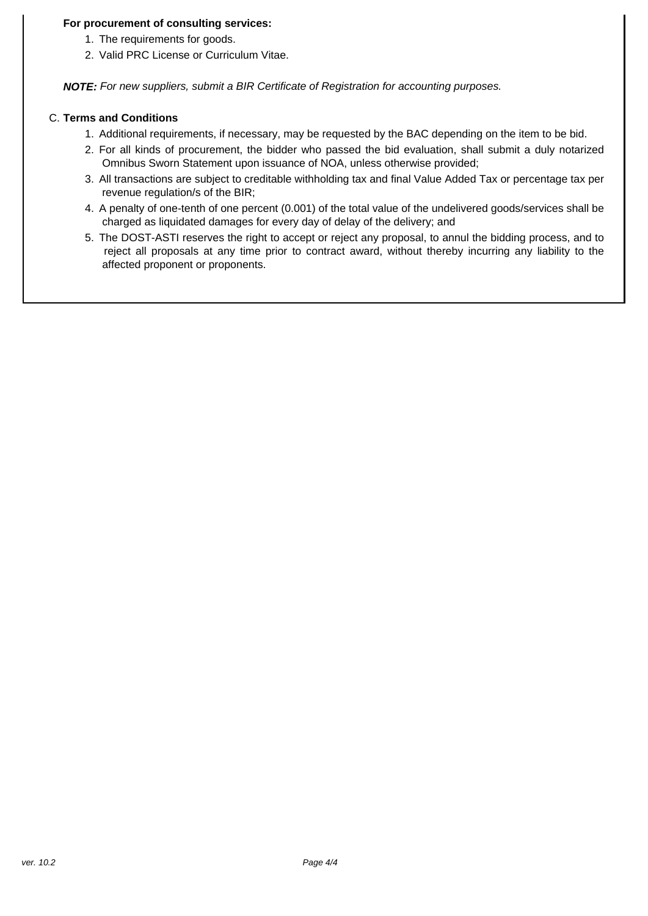**For procurement of consulting services:**

1. The requirements for goods.
2. Valid PRC License or Curriculum Vitae.

***NOTE:*** *For new suppliers, submit a BIR Certificate of Registration for accounting purposes.*

C. **Terms and Conditions**

1. Additional requirements, if necessary, may be requested by the BAC depending on the item to be bid.
2. For all kinds of procurement, the bidder who passed the bid evaluation, shall submit a duly notarized Omnibus Sworn Statement upon issuance of NOA, unless otherwise provided;
3. All transactions are subject to creditable withholding tax and final Value Added Tax or percentage tax per revenue regulation/s of the BIR;
4. A penalty of one-tenth of one percent (0.001) of the total value of the undelivered goods/services shall be charged as liquidated damages for every day of delay of the delivery; and
5. The DOST-ASTI reserves the right to accept or reject any proposal, to annul the bidding process, and to reject all proposals at any time prior to contract award, without thereby incurring any liability to the affected proponent or proponents.